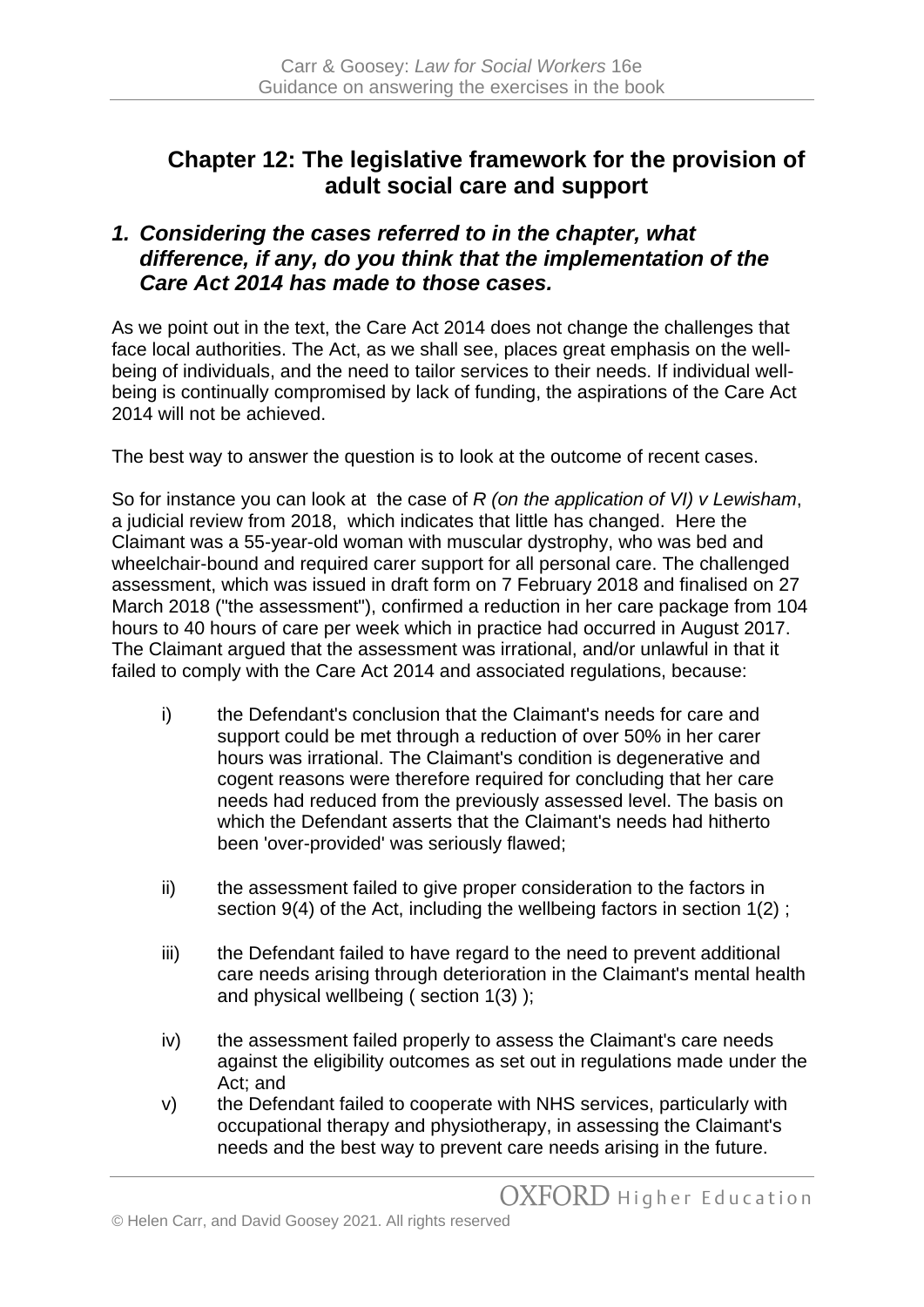## Chapter 12: The legislative framework for the provision of adult social care and support

### *1. Considering the cases referred to in the chapter, what difference, if any, do you think that the implementation of the Care Act 2014 has made to those cases.*

As we point out in the text, the Care Act 2014 does not change the challenges that face local authorities. The Act, as we shall see, places great emphasis on the well-being of individuals, and the need to tailor services to their needs. If individual well-being is continually compromised by lack of funding, the aspirations of the Care Act 2014 will not be achieved.

The best way to answer the question is to look at the outcome of recent cases.

So for instance you can look at the case of *R (on the application of VI) v Lewisham*, a judicial review from 2018, which indicates that little has changed. Here the Claimant was a 55-year-old woman with muscular dystrophy, who was bed and wheelchair-bound and required carer support for all personal care. The challenged assessment, which was issued in draft form on 7 February 2018 and finalised on 27 March 2018 ("the assessment"), confirmed a reduction in her care package from 104 hours to 40 hours of care per week which in practice had occurred in August 2017. The Claimant argued that the assessment was irrational, and/or unlawful in that it failed to comply with the Care Act 2014 and associated regulations, because:

i) the Defendant's conclusion that the Claimant's needs for care and support could be met through a reduction of over 50% in her carer hours was irrational. The Claimant's condition is degenerative and cogent reasons were therefore required for concluding that her care needs had reduced from the previously assessed level. The basis on which the Defendant asserts that the Claimant's needs had hitherto been 'over-provided' was seriously flawed;

ii) the assessment failed to give proper consideration to the factors in section 9(4) of the Act, including the wellbeing factors in section 1(2) ;

iii) the Defendant failed to have regard to the need to prevent additional care needs arising through deterioration in the Claimant's mental health and physical wellbeing ( section 1(3) );

iv) the assessment failed properly to assess the Claimant's care needs against the eligibility outcomes as set out in regulations made under the Act; and

v) the Defendant failed to cooperate with NHS services, particularly with occupational therapy and physiotherapy, in assessing the Claimant's needs and the best way to prevent care needs arising in the future.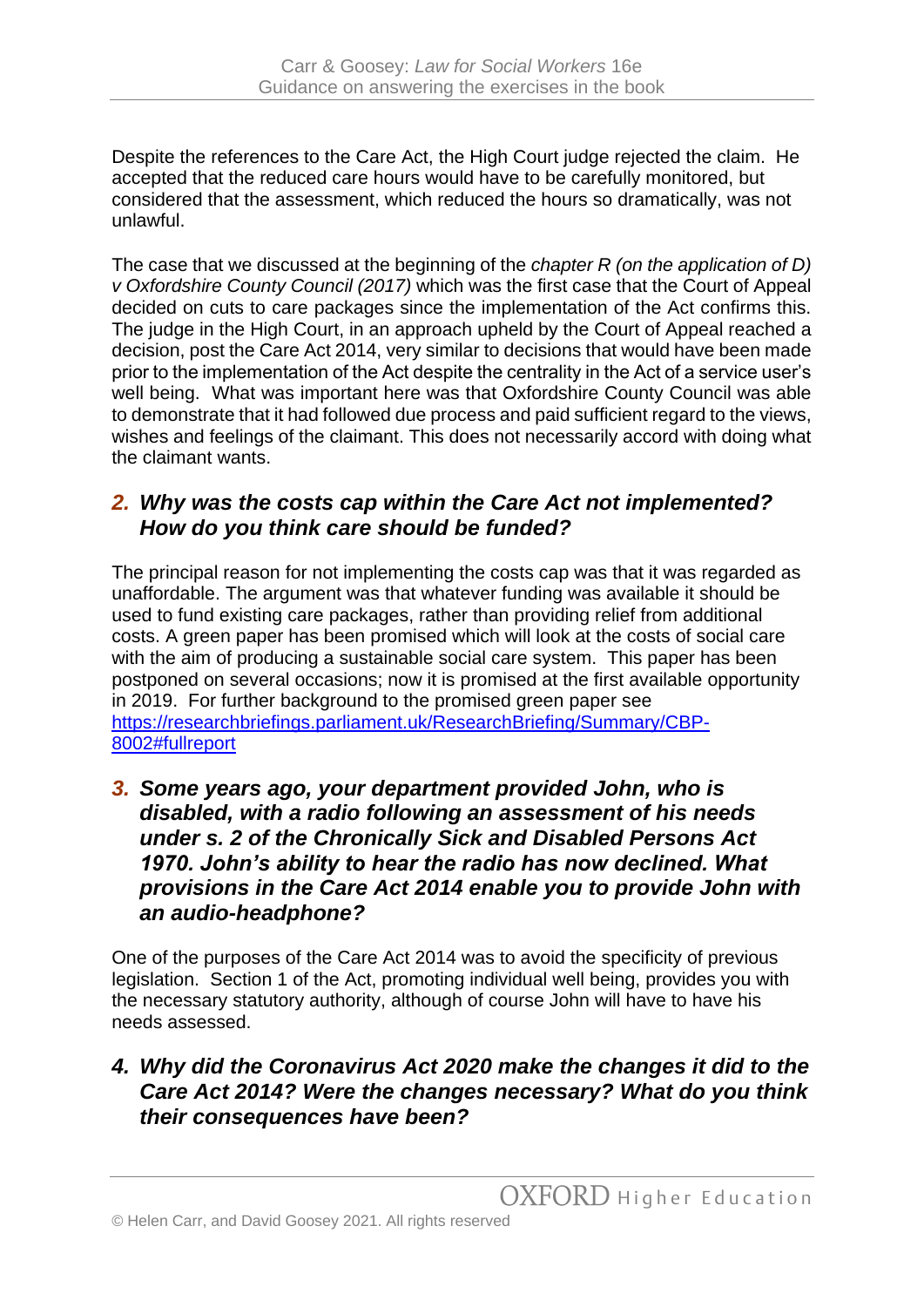Despite the references to the Care Act, the High Court judge rejected the claim. He accepted that the reduced care hours would have to be carefully monitored, but considered that the assessment, which reduced the hours so dramatically, was not unlawful.

The case that we discussed at the beginning of the *chapter R (on the application of D) v Oxfordshire County Council (2017)* which was the first case that the Court of Appeal decided on cuts to care packages since the implementation of the Act confirms this. The judge in the High Court, in an approach upheld by the Court of Appeal reached a decision, post the Care Act 2014, very similar to decisions that would have been made prior to the implementation of the Act despite the centrality in the Act of a service user's well being. What was important here was that Oxfordshire County Council was able to demonstrate that it had followed due process and paid sufficient regard to the views, wishes and feelings of the claimant. This does not necessarily accord with doing what the claimant wants.

### *2. Why was the costs cap within the Care Act not implemented? How do you think care should be funded?*

The principal reason for not implementing the costs cap was that it was regarded as unaffordable. The argument was that whatever funding was available it should be used to fund existing care packages, rather than providing relief from additional costs. A green paper has been promised which will look at the costs of social care with the aim of producing a sustainable social care system. This paper has been postponed on several occasions; now it is promised at the first available opportunity in 2019. For further background to the promised green paper see [https://researchbriefings.parliament.uk/ResearchBriefing/Summary/CBP-8002#fullreport](https://researchbriefings.parliament.uk/ResearchBriefing/Summary/CBP-8002#fullreport)

### *3. Some years ago, your department provided John, who is disabled, with a radio following an assessment of his needs under s. 2 of the Chronically Sick and Disabled Persons Act 1970. John's ability to hear the radio has now declined. What provisions in the Care Act 2014 enable you to provide John with an audio-headphone?*

One of the purposes of the Care Act 2014 was to avoid the specificity of previous legislation. Section 1 of the Act, promoting individual well being, provides you with the necessary statutory authority, although of course John will have to have his needs assessed.

### *4. Why did the Coronavirus Act 2020 make the changes it did to the Care Act 2014? Were the changes necessary? What do you think their consequences have been?*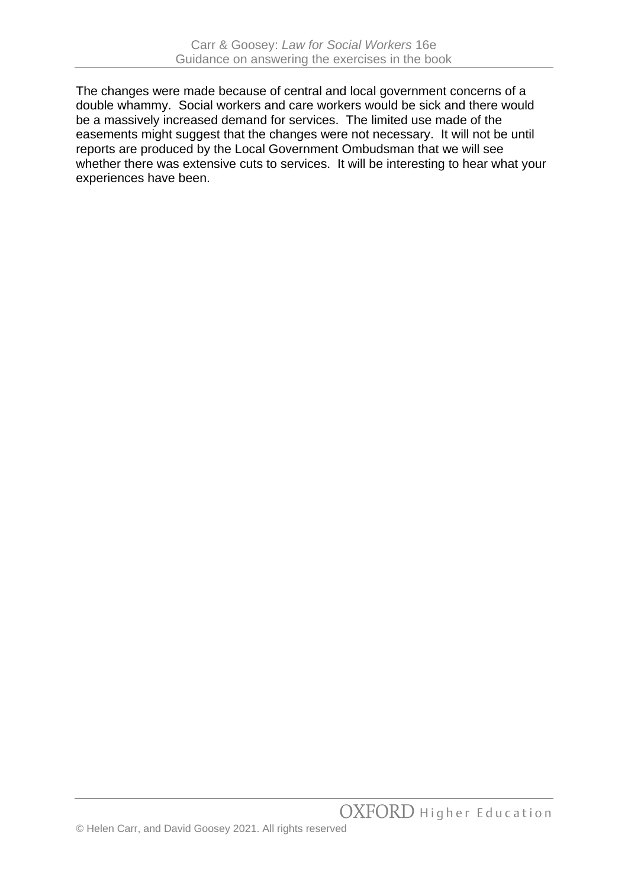The changes were made because of central and local government concerns of a double whammy. Social workers and care workers would be sick and there would be a massively increased demand for services. The limited use made of the easements might suggest that the changes were not necessary. It will not be until reports are produced by the Local Government Ombudsman that we will see whether there was extensive cuts to services. It will be interesting to hear what your experiences have been.